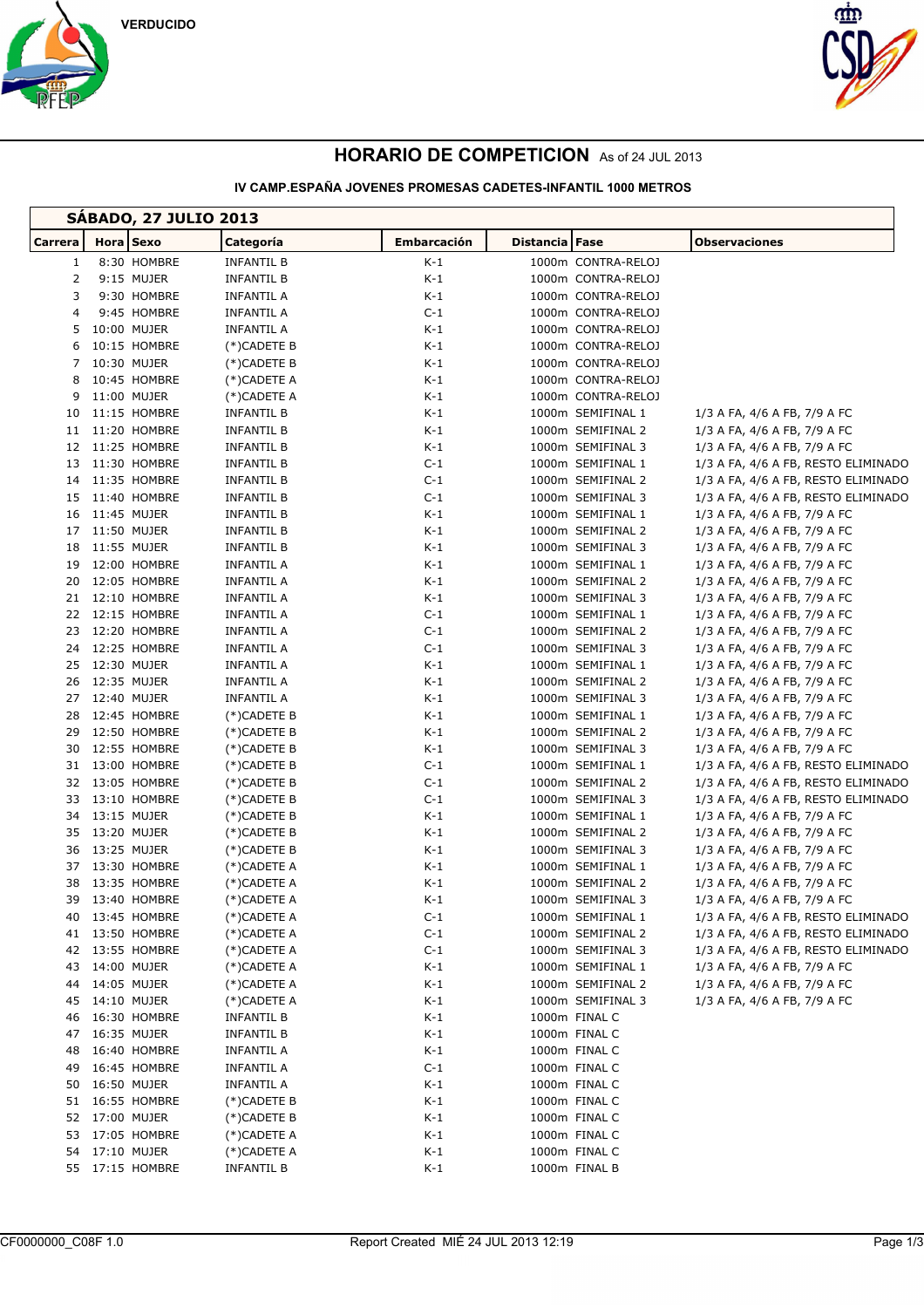VERDUCIDO

# HORARIO DE COMPETICION As of 24 JUL 2013

### IV CAMP.ESPAÑA JOVENES PROMESAS CADETES-INFANTIL 1000 METROS

## SÁBADO, 27 JULIO 2013

| Carrera | Hora | Sexo | Categoría | Embarcación | Distancia | Fase | Observaciones |
|---|---|---|---|---|---|---|---|
| 1 | 8:30 | HOMBRE | INFANTIL B | K-1 | 1000m | CONTRA-RELOJ | |
| 2 | 9:15 | MUJER | INFANTIL B | K-1 | 1000m | CONTRA-RELOJ | |
| 3 | 9:30 | HOMBRE | INFANTIL A | K-1 | 1000m | CONTRA-RELOJ | |
| 4 | 9:45 | HOMBRE | INFANTIL A | C-1 | 1000m | CONTRA-RELOJ | |
| 5 | 10:00 | MUJER | INFANTIL A | K-1 | 1000m | CONTRA-RELOJ | |
| 6 | 10:15 | HOMBRE | (*)CADETE B | K-1 | 1000m | CONTRA-RELOJ | |
| 7 | 10:30 | MUJER | (*)CADETE B | K-1 | 1000m | CONTRA-RELOJ | |
| 8 | 10:45 | HOMBRE | (*)CADETE A | K-1 | 1000m | CONTRA-RELOJ | |
| 9 | 11:00 | MUJER | (*)CADETE A | K-1 | 1000m | CONTRA-RELOJ | |
| 10 | 11:15 | HOMBRE | INFANTIL B | K-1 | 1000m | SEMIFINAL 1 | 1/3 A FA, 4/6 A FB, 7/9 A FC |
| 11 | 11:20 | HOMBRE | INFANTIL B | K-1 | 1000m | SEMIFINAL 2 | 1/3 A FA, 4/6 A FB, 7/9 A FC |
| 12 | 11:25 | HOMBRE | INFANTIL B | K-1 | 1000m | SEMIFINAL 3 | 1/3 A FA, 4/6 A FB, 7/9 A FC |
| 13 | 11:30 | HOMBRE | INFANTIL B | C-1 | 1000m | SEMIFINAL 1 | 1/3 A FA, 4/6 A FB, RESTO ELIMINADO |
| 14 | 11:35 | HOMBRE | INFANTIL B | C-1 | 1000m | SEMIFINAL 2 | 1/3 A FA, 4/6 A FB, RESTO ELIMINADO |
| 15 | 11:40 | HOMBRE | INFANTIL B | C-1 | 1000m | SEMIFINAL 3 | 1/3 A FA, 4/6 A FB, RESTO ELIMINADO |
| 16 | 11:45 | MUJER | INFANTIL B | K-1 | 1000m | SEMIFINAL 1 | 1/3 A FA, 4/6 A FB, 7/9 A FC |
| 17 | 11:50 | MUJER | INFANTIL B | K-1 | 1000m | SEMIFINAL 2 | 1/3 A FA, 4/6 A FB, 7/9 A FC |
| 18 | 11:55 | MUJER | INFANTIL B | K-1 | 1000m | SEMIFINAL 3 | 1/3 A FA, 4/6 A FB, 7/9 A FC |
| 19 | 12:00 | HOMBRE | INFANTIL A | K-1 | 1000m | SEMIFINAL 1 | 1/3 A FA, 4/6 A FB, 7/9 A FC |
| 20 | 12:05 | HOMBRE | INFANTIL A | K-1 | 1000m | SEMIFINAL 2 | 1/3 A FA, 4/6 A FB, 7/9 A FC |
| 21 | 12:10 | HOMBRE | INFANTIL A | K-1 | 1000m | SEMIFINAL 3 | 1/3 A FA, 4/6 A FB, 7/9 A FC |
| 22 | 12:15 | HOMBRE | INFANTIL A | C-1 | 1000m | SEMIFINAL 1 | 1/3 A FA, 4/6 A FB, 7/9 A FC |
| 23 | 12:20 | HOMBRE | INFANTIL A | C-1 | 1000m | SEMIFINAL 2 | 1/3 A FA, 4/6 A FB, 7/9 A FC |
| 24 | 12:25 | HOMBRE | INFANTIL A | C-1 | 1000m | SEMIFINAL 3 | 1/3 A FA, 4/6 A FB, 7/9 A FC |
| 25 | 12:30 | MUJER | INFANTIL A | K-1 | 1000m | SEMIFINAL 1 | 1/3 A FA, 4/6 A FB, 7/9 A FC |
| 26 | 12:35 | MUJER | INFANTIL A | K-1 | 1000m | SEMIFINAL 2 | 1/3 A FA, 4/6 A FB, 7/9 A FC |
| 27 | 12:40 | MUJER | INFANTIL A | K-1 | 1000m | SEMIFINAL 3 | 1/3 A FA, 4/6 A FB, 7/9 A FC |
| 28 | 12:45 | HOMBRE | (*)CADETE B | K-1 | 1000m | SEMIFINAL 1 | 1/3 A FA, 4/6 A FB, 7/9 A FC |
| 29 | 12:50 | HOMBRE | (*)CADETE B | K-1 | 1000m | SEMIFINAL 2 | 1/3 A FA, 4/6 A FB, 7/9 A FC |
| 30 | 12:55 | HOMBRE | (*)CADETE B | K-1 | 1000m | SEMIFINAL 3 | 1/3 A FA, 4/6 A FB, 7/9 A FC |
| 31 | 13:00 | HOMBRE | (*)CADETE B | C-1 | 1000m | SEMIFINAL 1 | 1/3 A FA, 4/6 A FB, RESTO ELIMINADO |
| 32 | 13:05 | HOMBRE | (*)CADETE B | C-1 | 1000m | SEMIFINAL 2 | 1/3 A FA, 4/6 A FB, RESTO ELIMINADO |
| 33 | 13:10 | HOMBRE | (*)CADETE B | C-1 | 1000m | SEMIFINAL 3 | 1/3 A FA, 4/6 A FB, RESTO ELIMINADO |
| 34 | 13:15 | MUJER | (*)CADETE B | K-1 | 1000m | SEMIFINAL 1 | 1/3 A FA, 4/6 A FB, 7/9 A FC |
| 35 | 13:20 | MUJER | (*)CADETE B | K-1 | 1000m | SEMIFINAL 2 | 1/3 A FA, 4/6 A FB, 7/9 A FC |
| 36 | 13:25 | MUJER | (*)CADETE B | K-1 | 1000m | SEMIFINAL 3 | 1/3 A FA, 4/6 A FB, 7/9 A FC |
| 37 | 13:30 | HOMBRE | (*)CADETE A | K-1 | 1000m | SEMIFINAL 1 | 1/3 A FA, 4/6 A FB, 7/9 A FC |
| 38 | 13:35 | HOMBRE | (*)CADETE A | K-1 | 1000m | SEMIFINAL 2 | 1/3 A FA, 4/6 A FB, 7/9 A FC |
| 39 | 13:40 | HOMBRE | (*)CADETE A | K-1 | 1000m | SEMIFINAL 3 | 1/3 A FA, 4/6 A FB, 7/9 A FC |
| 40 | 13:45 | HOMBRE | (*)CADETE A | C-1 | 1000m | SEMIFINAL 1 | 1/3 A FA, 4/6 A FB, RESTO ELIMINADO |
| 41 | 13:50 | HOMBRE | (*)CADETE A | C-1 | 1000m | SEMIFINAL 2 | 1/3 A FA, 4/6 A FB, RESTO ELIMINADO |
| 42 | 13:55 | HOMBRE | (*)CADETE A | C-1 | 1000m | SEMIFINAL 3 | 1/3 A FA, 4/6 A FB, RESTO ELIMINADO |
| 43 | 14:00 | MUJER | (*)CADETE A | K-1 | 1000m | SEMIFINAL 1 | 1/3 A FA, 4/6 A FB, 7/9 A FC |
| 44 | 14:05 | MUJER | (*)CADETE A | K-1 | 1000m | SEMIFINAL 2 | 1/3 A FA, 4/6 A FB, 7/9 A FC |
| 45 | 14:10 | MUJER | (*)CADETE A | K-1 | 1000m | SEMIFINAL 3 | 1/3 A FA, 4/6 A FB, 7/9 A FC |
| 46 | 16:30 | HOMBRE | INFANTIL B | K-1 | 1000m | FINAL C | |
| 47 | 16:35 | MUJER | INFANTIL B | K-1 | 1000m | FINAL C | |
| 48 | 16:40 | HOMBRE | INFANTIL A | K-1 | 1000m | FINAL C | |
| 49 | 16:45 | HOMBRE | INFANTIL A | C-1 | 1000m | FINAL C | |
| 50 | 16:50 | MUJER | INFANTIL A | K-1 | 1000m | FINAL C | |
| 51 | 16:55 | HOMBRE | (*)CADETE B | K-1 | 1000m | FINAL C | |
| 52 | 17:00 | MUJER | (*)CADETE B | K-1 | 1000m | FINAL C | |
| 53 | 17:05 | HOMBRE | (*)CADETE A | K-1 | 1000m | FINAL C | |
| 54 | 17:10 | MUJER | (*)CADETE A | K-1 | 1000m | FINAL C | |
| 55 | 17:15 | HOMBRE | INFANTIL B | K-1 | 1000m | FINAL B | |

CF0000000_C08F 1.0 Report Created MIÉ 24 JUL 2013 12:19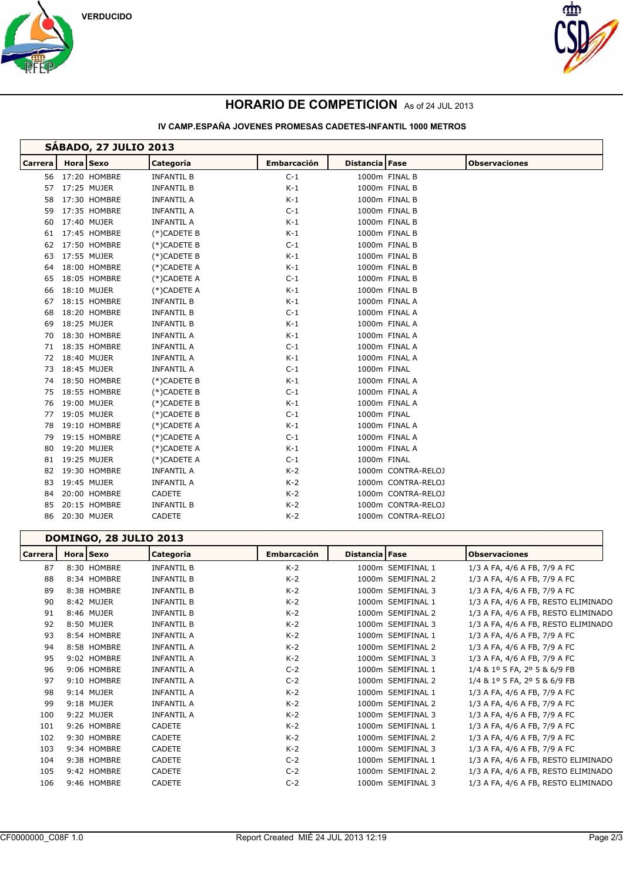VERDUCIDO

# HORARIO DE COMPETICION As of 24 JUL 2013

## IV CAMP.ESPAÑA JOVENES PROMESAS CADETES-INFANTIL 1000 METROS

### SÁBADO, 27 JULIO 2013

| Carrera | Hora | Sexo | Categoría | Embarcación | Distancia | Fase | Observaciones |
|---|---|---|---|---|---|---|---|
| 56 | 17:20 | HOMBRE | INFANTIL B | C-1 | 1000m | FINAL B | |
| 57 | 17:25 | MUJER | INFANTIL B | K-1 | 1000m | FINAL B | |
| 58 | 17:30 | HOMBRE | INFANTIL A | K-1 | 1000m | FINAL B | |
| 59 | 17:35 | HOMBRE | INFANTIL A | C-1 | 1000m | FINAL B | |
| 60 | 17:40 | MUJER | INFANTIL A | K-1 | 1000m | FINAL B | |
| 61 | 17:45 | HOMBRE | (*)CADETE B | K-1 | 1000m | FINAL B | |
| 62 | 17:50 | HOMBRE | (*)CADETE B | C-1 | 1000m | FINAL B | |
| 63 | 17:55 | MUJER | (*)CADETE B | K-1 | 1000m | FINAL B | |
| 64 | 18:00 | HOMBRE | (*)CADETE A | K-1 | 1000m | FINAL B | |
| 65 | 18:05 | HOMBRE | (*)CADETE A | C-1 | 1000m | FINAL B | |
| 66 | 18:10 | MUJER | (*)CADETE A | K-1 | 1000m | FINAL B | |
| 67 | 18:15 | HOMBRE | INFANTIL B | K-1 | 1000m | FINAL A | |
| 68 | 18:20 | HOMBRE | INFANTIL B | C-1 | 1000m | FINAL A | |
| 69 | 18:25 | MUJER | INFANTIL B | K-1 | 1000m | FINAL A | |
| 70 | 18:30 | HOMBRE | INFANTIL A | K-1 | 1000m | FINAL A | |
| 71 | 18:35 | HOMBRE | INFANTIL A | C-1 | 1000m | FINAL A | |
| 72 | 18:40 | MUJER | INFANTIL A | K-1 | 1000m | FINAL A | |
| 73 | 18:45 | MUJER | INFANTIL A | C-1 | 1000m | FINAL | |
| 74 | 18:50 | HOMBRE | (*)CADETE B | K-1 | 1000m | FINAL A | |
| 75 | 18:55 | HOMBRE | (*)CADETE B | C-1 | 1000m | FINAL A | |
| 76 | 19:00 | MUJER | (*)CADETE B | K-1 | 1000m | FINAL A | |
| 77 | 19:05 | MUJER | (*)CADETE B | C-1 | 1000m | FINAL | |
| 78 | 19:10 | HOMBRE | (*)CADETE A | K-1 | 1000m | FINAL A | |
| 79 | 19:15 | HOMBRE | (*)CADETE A | C-1 | 1000m | FINAL A | |
| 80 | 19:20 | MUJER | (*)CADETE A | K-1 | 1000m | FINAL A | |
| 81 | 19:25 | MUJER | (*)CADETE A | C-1 | 1000m | FINAL | |
| 82 | 19:30 | HOMBRE | INFANTIL A | K-2 | 1000m | CONTRA-RELOJ | |
| 83 | 19:45 | MUJER | INFANTIL A | K-2 | 1000m | CONTRA-RELOJ | |
| 84 | 20:00 | HOMBRE | CADETE | K-2 | 1000m | CONTRA-RELOJ | |
| 85 | 20:15 | HOMBRE | INFANTIL B | K-2 | 1000m | CONTRA-RELOJ | |
| 86 | 20:30 | MUJER | CADETE | K-2 | 1000m | CONTRA-RELOJ | |

### DOMINGO, 28 JULIO 2013

| Carrera | Hora | Sexo | Categoría | Embarcación | Distancia | Fase | Observaciones |
|---|---|---|---|---|---|---|---|
| 87 | 8:30 | HOMBRE | INFANTIL B | K-2 | 1000m | SEMIFINAL 1 | 1/3 A FA, 4/6 A FB, 7/9 A FC |
| 88 | 8:34 | HOMBRE | INFANTIL B | K-2 | 1000m | SEMIFINAL 2 | 1/3 A FA, 4/6 A FB, 7/9 A FC |
| 89 | 8:38 | HOMBRE | INFANTIL B | K-2 | 1000m | SEMIFINAL 3 | 1/3 A FA, 4/6 A FB, 7/9 A FC |
| 90 | 8:42 | MUJER | INFANTIL B | K-2 | 1000m | SEMIFINAL 1 | 1/3 A FA, 4/6 A FB, RESTO ELIMINADO |
| 91 | 8:46 | MUJER | INFANTIL B | K-2 | 1000m | SEMIFINAL 2 | 1/3 A FA, 4/6 A FB, RESTO ELIMINADO |
| 92 | 8:50 | MUJER | INFANTIL B | K-2 | 1000m | SEMIFINAL 3 | 1/3 A FA, 4/6 A FB, RESTO ELIMINADO |
| 93 | 8:54 | HOMBRE | INFANTIL A | K-2 | 1000m | SEMIFINAL 1 | 1/3 A FA, 4/6 A FB, 7/9 A FC |
| 94 | 8:58 | HOMBRE | INFANTIL A | K-2 | 1000m | SEMIFINAL 2 | 1/3 A FA, 4/6 A FB, 7/9 A FC |
| 95 | 9:02 | HOMBRE | INFANTIL A | K-2 | 1000m | SEMIFINAL 3 | 1/3 A FA, 4/6 A FB, 7/9 A FC |
| 96 | 9:06 | HOMBRE | INFANTIL A | C-2 | 1000m | SEMIFINAL 1 | 1/4 & 1º 5 FA, 2º 5 & 6/9 FB |
| 97 | 9:10 | HOMBRE | INFANTIL A | C-2 | 1000m | SEMIFINAL 2 | 1/4 & 1º 5 FA, 2º 5 & 6/9 FB |
| 98 | 9:14 | MUJER | INFANTIL A | K-2 | 1000m | SEMIFINAL 1 | 1/3 A FA, 4/6 A FB, 7/9 A FC |
| 99 | 9:18 | MUJER | INFANTIL A | K-2 | 1000m | SEMIFINAL 2 | 1/3 A FA, 4/6 A FB, 7/9 A FC |
| 100 | 9:22 | MUJER | INFANTIL A | K-2 | 1000m | SEMIFINAL 3 | 1/3 A FA, 4/6 A FB, 7/9 A FC |
| 101 | 9:26 | HOMBRE | CADETE | K-2 | 1000m | SEMIFINAL 1 | 1/3 A FA, 4/6 A FB, 7/9 A FC |
| 102 | 9:30 | HOMBRE | CADETE | K-2 | 1000m | SEMIFINAL 2 | 1/3 A FA, 4/6 A FB, 7/9 A FC |
| 103 | 9:34 | HOMBRE | CADETE | K-2 | 1000m | SEMIFINAL 3 | 1/3 A FA, 4/6 A FB, 7/9 A FC |
| 104 | 9:38 | HOMBRE | CADETE | C-2 | 1000m | SEMIFINAL 1 | 1/3 A FA, 4/6 A FB, RESTO ELIMINADO |
| 105 | 9:42 | HOMBRE | CADETE | C-2 | 1000m | SEMIFINAL 2 | 1/3 A FA, 4/6 A FB, RESTO ELIMINADO |
| 106 | 9:46 | HOMBRE | CADETE | C-2 | 1000m | SEMIFINAL 3 | 1/3 A FA, 4/6 A FB, RESTO ELIMINADO |

CF0000000_C08F 1.0 Report Created MIÉ 24 JUL 2013 12:19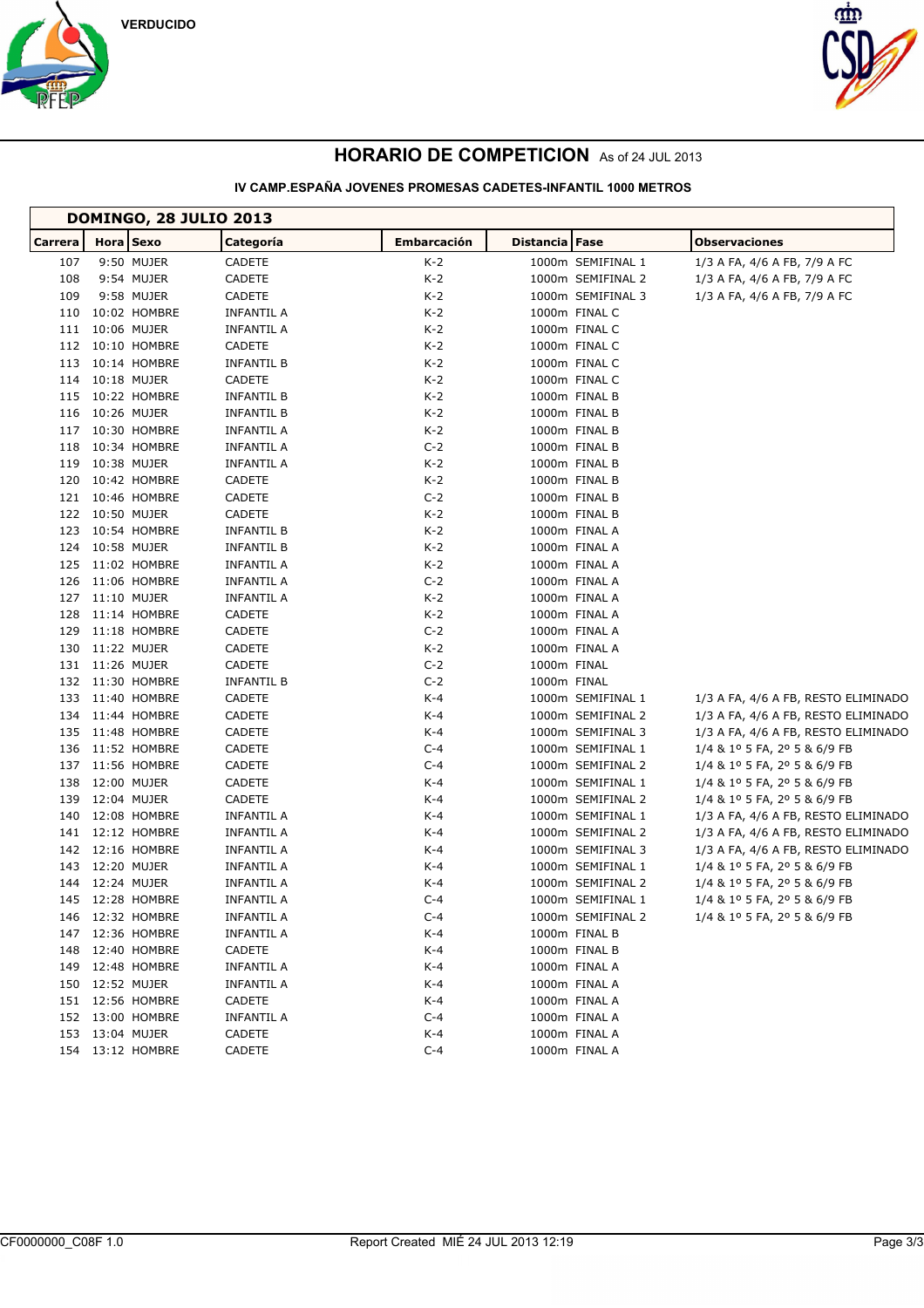VERDUCIDO

# HORARIO DE COMPETICION As of 24 JUL 2013

**IV CAMP.ESPAÑA JOVENES PROMESAS CADETES-INFANTIL 1000 METROS**

**DOMINGO, 28 JULIO 2013**

| Carrera | Hora | Sexo | Categoría | Embarcación | Distancia | Fase | Observaciones |
|---|---|---|---|---|---|---|---|
| 107 | 9:50 | MUJER | CADETE | K-2 | 1000m | SEMIFINAL 1 | 1/3 A FA, 4/6 A FB, 7/9 A FC |
| 108 | 9:54 | MUJER | CADETE | K-2 | 1000m | SEMIFINAL 2 | 1/3 A FA, 4/6 A FB, 7/9 A FC |
| 109 | 9:58 | MUJER | CADETE | K-2 | 1000m | SEMIFINAL 3 | 1/3 A FA, 4/6 A FB, 7/9 A FC |
| 110 | 10:02 | HOMBRE | INFANTIL A | K-2 | 1000m | FINAL C | |
| 111 | 10:06 | MUJER | INFANTIL A | K-2 | 1000m | FINAL C | |
| 112 | 10:10 | HOMBRE | CADETE | K-2 | 1000m | FINAL C | |
| 113 | 10:14 | HOMBRE | INFANTIL B | K-2 | 1000m | FINAL C | |
| 114 | 10:18 | MUJER | CADETE | K-2 | 1000m | FINAL C | |
| 115 | 10:22 | HOMBRE | INFANTIL B | K-2 | 1000m | FINAL B | |
| 116 | 10:26 | MUJER | INFANTIL B | K-2 | 1000m | FINAL B | |
| 117 | 10:30 | HOMBRE | INFANTIL A | K-2 | 1000m | FINAL B | |
| 118 | 10:34 | HOMBRE | INFANTIL A | C-2 | 1000m | FINAL B | |
| 119 | 10:38 | MUJER | INFANTIL A | K-2 | 1000m | FINAL B | |
| 120 | 10:42 | HOMBRE | CADETE | K-2 | 1000m | FINAL B | |
| 121 | 10:46 | HOMBRE | CADETE | C-2 | 1000m | FINAL B | |
| 122 | 10:50 | MUJER | CADETE | K-2 | 1000m | FINAL B | |
| 123 | 10:54 | HOMBRE | INFANTIL B | K-2 | 1000m | FINAL A | |
| 124 | 10:58 | MUJER | INFANTIL B | K-2 | 1000m | FINAL A | |
| 125 | 11:02 | HOMBRE | INFANTIL A | K-2 | 1000m | FINAL A | |
| 126 | 11:06 | HOMBRE | INFANTIL A | C-2 | 1000m | FINAL A | |
| 127 | 11:10 | MUJER | INFANTIL A | K-2 | 1000m | FINAL A | |
| 128 | 11:14 | HOMBRE | CADETE | K-2 | 1000m | FINAL A | |
| 129 | 11:18 | HOMBRE | CADETE | C-2 | 1000m | FINAL A | |
| 130 | 11:22 | MUJER | CADETE | K-2 | 1000m | FINAL A | |
| 131 | 11:26 | MUJER | CADETE | C-2 | 1000m | FINAL | |
| 132 | 11:30 | HOMBRE | INFANTIL B | C-2 | 1000m | FINAL | |
| 133 | 11:40 | HOMBRE | CADETE | K-4 | 1000m | SEMIFINAL 1 | 1/3 A FA, 4/6 A FB, RESTO ELIMINADO |
| 134 | 11:44 | HOMBRE | CADETE | K-4 | 1000m | SEMIFINAL 2 | 1/3 A FA, 4/6 A FB, RESTO ELIMINADO |
| 135 | 11:48 | HOMBRE | CADETE | K-4 | 1000m | SEMIFINAL 3 | 1/3 A FA, 4/6 A FB, RESTO ELIMINADO |
| 136 | 11:52 | HOMBRE | CADETE | C-4 | 1000m | SEMIFINAL 1 | 1/4 & 1º 5 FA, 2º 5 & 6/9 FB |
| 137 | 11:56 | HOMBRE | CADETE | C-4 | 1000m | SEMIFINAL 2 | 1/4 & 1º 5 FA, 2º 5 & 6/9 FB |
| 138 | 12:00 | MUJER | CADETE | K-4 | 1000m | SEMIFINAL 1 | 1/4 & 1º 5 FA, 2º 5 & 6/9 FB |
| 139 | 12:04 | MUJER | CADETE | K-4 | 1000m | SEMIFINAL 2 | 1/4 & 1º 5 FA, 2º 5 & 6/9 FB |
| 140 | 12:08 | HOMBRE | INFANTIL A | K-4 | 1000m | SEMIFINAL 1 | 1/3 A FA, 4/6 A FB, RESTO ELIMINADO |
| 141 | 12:12 | HOMBRE | INFANTIL A | K-4 | 1000m | SEMIFINAL 2 | 1/3 A FA, 4/6 A FB, RESTO ELIMINADO |
| 142 | 12:16 | HOMBRE | INFANTIL A | K-4 | 1000m | SEMIFINAL 3 | 1/3 A FA, 4/6 A FB, RESTO ELIMINADO |
| 143 | 12:20 | MUJER | INFANTIL A | K-4 | 1000m | SEMIFINAL 1 | 1/4 & 1º 5 FA, 2º 5 & 6/9 FB |
| 144 | 12:24 | MUJER | INFANTIL A | K-4 | 1000m | SEMIFINAL 2 | 1/4 & 1º 5 FA, 2º 5 & 6/9 FB |
| 145 | 12:28 | HOMBRE | INFANTIL A | C-4 | 1000m | SEMIFINAL 1 | 1/4 & 1º 5 FA, 2º 5 & 6/9 FB |
| 146 | 12:32 | HOMBRE | INFANTIL A | C-4 | 1000m | SEMIFINAL 2 | 1/4 & 1º 5 FA, 2º 5 & 6/9 FB |
| 147 | 12:36 | HOMBRE | INFANTIL A | K-4 | 1000m | FINAL B | |
| 148 | 12:40 | HOMBRE | CADETE | K-4 | 1000m | FINAL B | |
| 149 | 12:48 | HOMBRE | INFANTIL A | K-4 | 1000m | FINAL A | |
| 150 | 12:52 | MUJER | INFANTIL A | K-4 | 1000m | FINAL A | |
| 151 | 12:56 | HOMBRE | CADETE | K-4 | 1000m | FINAL A | |
| 152 | 13:00 | HOMBRE | INFANTIL A | C-4 | 1000m | FINAL A | |
| 153 | 13:04 | MUJER | CADETE | K-4 | 1000m | FINAL A | |
| 154 | 13:12 | HOMBRE | CADETE | C-4 | 1000m | FINAL A | |

CF0000000_C08F 1.0 Report Created MIÉ 24 JUL 2013 12:19